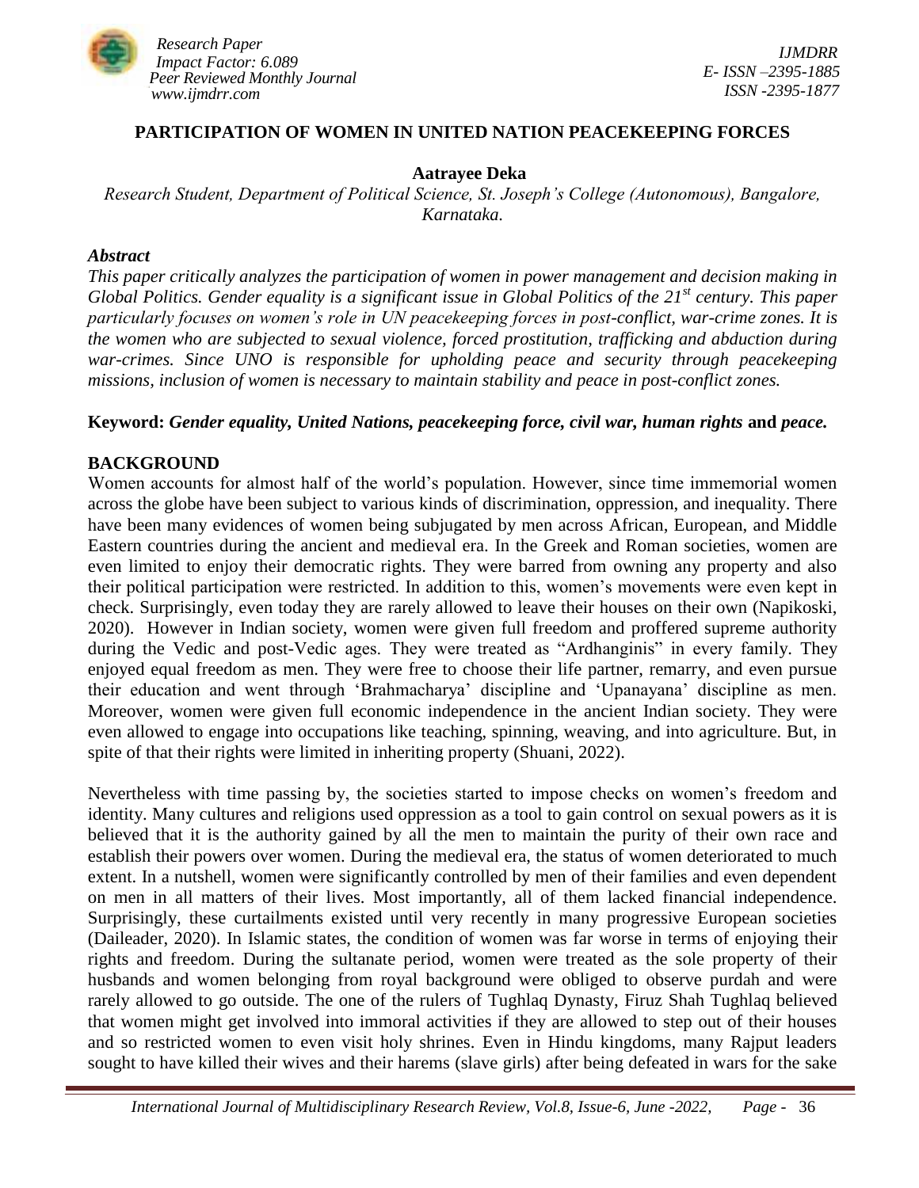# PARTICIPATION OF WOMEN IN UNITED NATION PEACEKEEPING FORCES

**Aatrayee Deka**

*Research Student, Department of Political Science, St. Joseph's College (Autonomous), Bangalore, Karnataka.*

### *Abstract*

*This paper critically analyzes the participation of women in power management and decision making in Global Politics. Gender equality is a significant issue in Global Politics of the 21st century. This paper particularly focuses on women's role in UN peacekeeping forces in post-conflict, war-crime zones. It is the women who are subjected to sexual violence, forced prostitution, trafficking and abduction during war-crimes. Since UNO is responsible for upholding peace and security through peacekeeping missions, inclusion of women is necessary to maintain stability and peace in post-conflict zones.*

**Keyword:** ***Gender equality, United Nations, peacekeeping force, civil war, human rights*** **and** ***peace.***

## BACKGROUND

Women accounts for almost half of the world's population. However, since time immemorial women across the globe have been subject to various kinds of discrimination, oppression, and inequality. There have been many evidences of women being subjugated by men across African, European, and Middle Eastern countries during the ancient and medieval era. In the Greek and Roman societies, women are even limited to enjoy their democratic rights. They were barred from owning any property and also their political participation were restricted. In addition to this, women's movements were even kept in check. Surprisingly, even today they are rarely allowed to leave their houses on their own (Napikoski, 2020). However in Indian society, women were given full freedom and proffered supreme authority during the Vedic and post-Vedic ages. They were treated as "Ardhanginis" in every family. They enjoyed equal freedom as men. They were free to choose their life partner, remarry, and even pursue their education and went through 'Brahmacharya' discipline and 'Upanayana' discipline as men. Moreover, women were given full economic independence in the ancient Indian society. They were even allowed to engage into occupations like teaching, spinning, weaving, and into agriculture. But, in spite of that their rights were limited in inheriting property (Shuani, 2022).

Nevertheless with time passing by, the societies started to impose checks on women's freedom and identity. Many cultures and religions used oppression as a tool to gain control on sexual powers as it is believed that it is the authority gained by all the men to maintain the purity of their own race and establish their powers over women. During the medieval era, the status of women deteriorated to much extent. In a nutshell, women were significantly controlled by men of their families and even dependent on men in all matters of their lives. Most importantly, all of them lacked financial independence. Surprisingly, these curtailments existed until very recently in many progressive European societies (Daileader, 2020). In Islamic states, the condition of women was far worse in terms of enjoying their rights and freedom. During the sultanate period, women were treated as the sole property of their husbands and women belonging from royal background were obliged to observe purdah and were rarely allowed to go outside. The one of the rulers of Tughlaq Dynasty, Firuz Shah Tughlaq believed that women might get involved into immoral activities if they are allowed to step out of their houses and so restricted women to even visit holy shrines. Even in Hindu kingdoms, many Rajput leaders sought to have killed their wives and their harems (slave girls) after being defeated in wars for the sake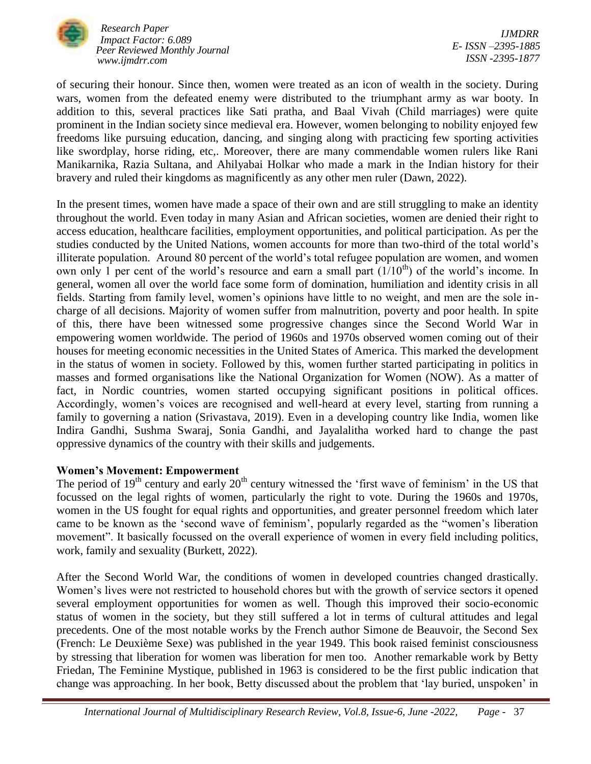of securing their honour. Since then, women were treated as an icon of wealth in the society. During wars, women from the defeated enemy were distributed to the triumphant army as war booty. In addition to this, several practices like Sati pratha, and Baal Vivah (Child marriages) were quite prominent in the Indian society since medieval era. However, women belonging to nobility enjoyed few freedoms like pursuing education, dancing, and singing along with practicing few sporting activities like swordplay, horse riding, etc,. Moreover, there are many commendable women rulers like Rani Manikarnika, Razia Sultana, and Ahilyabai Holkar who made a mark in the Indian history for their bravery and ruled their kingdoms as magnificently as any other men ruler (Dawn, 2022).

In the present times, women have made a space of their own and are still struggling to make an identity throughout the world. Even today in many Asian and African societies, women are denied their right to access education, healthcare facilities, employment opportunities, and political participation. As per the studies conducted by the United Nations, women accounts for more than two-third of the total world's illiterate population. Around 80 percent of the world's total refugee population are women, and women own only 1 per cent of the world's resource and earn a small part ($1/10^{th}$) of the world's income. In general, women all over the world face some form of domination, humiliation and identity crisis in all fields. Starting from family level, women's opinions have little to no weight, and men are the sole in-charge of all decisions. Majority of women suffer from malnutrition, poverty and poor health. In spite of this, there have been witnessed some progressive changes since the Second World War in empowering women worldwide. The period of 1960s and 1970s observed women coming out of their houses for meeting economic necessities in the United States of America. This marked the development in the status of women in society. Followed by this, women further started participating in politics in masses and formed organisations like the National Organization for Women (NOW). As a matter of fact, in Nordic countries, women started occupying significant positions in political offices. Accordingly, women's voices are recognised and well-heard at every level, starting from running a family to governing a nation (Srivastava, 2019). Even in a developing country like India, women like Indira Gandhi, Sushma Swaraj, Sonia Gandhi, and Jayalalitha worked hard to change the past oppressive dynamics of the country with their skills and judgements.

**Women's Movement: Empowerment**

The period of 19th century and early 20th century witnessed the 'first wave of feminism' in the US that focussed on the legal rights of women, particularly the right to vote. During the 1960s and 1970s, women in the US fought for equal rights and opportunities, and greater personnel freedom which later came to be known as the 'second wave of feminism', popularly regarded as the "women's liberation movement". It basically focussed on the overall experience of women in every field including politics, work, family and sexuality (Burkett, 2022).

After the Second World War, the conditions of women in developed countries changed drastically. Women's lives were not restricted to household chores but with the growth of service sectors it opened several employment opportunities for women as well. Though this improved their socio-economic status of women in the society, but they still suffered a lot in terms of cultural attitudes and legal precedents. One of the most notable works by the French author Simone de Beauvoir, the Second Sex (French: Le Deuxième Sexe) was published in the year 1949. This book raised feminist consciousness by stressing that liberation for women was liberation for men too. Another remarkable work by Betty Friedan, The Feminine Mystique, published in 1963 is considered to be the first public indication that change was approaching. In her book, Betty discussed about the problem that 'lay buried, unspoken' in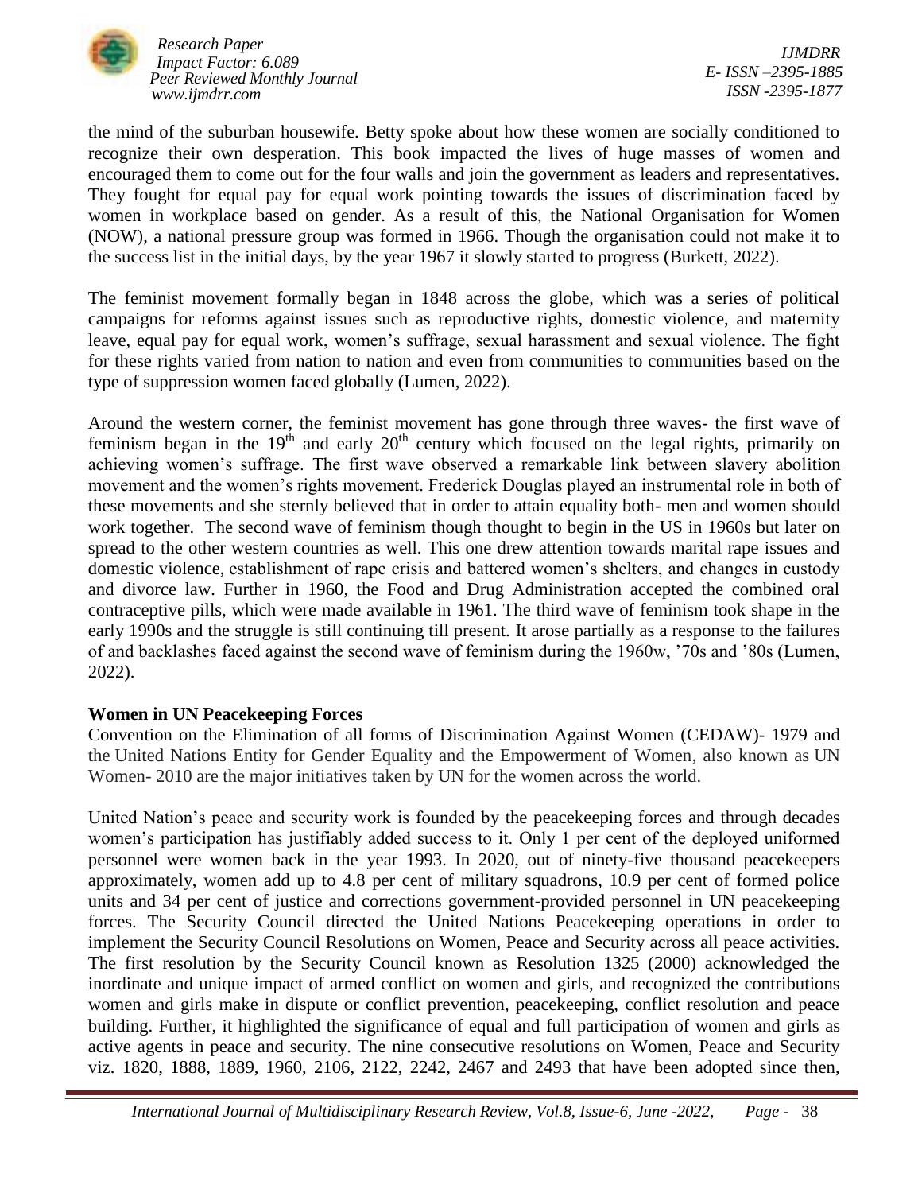the mind of the suburban housewife. Betty spoke about how these women are socially conditioned to recognize their own desperation. This book impacted the lives of huge masses of women and encouraged them to come out for the four walls and join the government as leaders and representatives. They fought for equal pay for equal work pointing towards the issues of discrimination faced by women in workplace based on gender. As a result of this, the National Organisation for Women (NOW), a national pressure group was formed in 1966. Though the organisation could not make it to the success list in the initial days, by the year 1967 it slowly started to progress (Burkett, 2022).

The feminist movement formally began in 1848 across the globe, which was a series of political campaigns for reforms against issues such as reproductive rights, domestic violence, and maternity leave, equal pay for equal work, women's suffrage, sexual harassment and sexual violence. The fight for these rights varied from nation to nation and even from communities to communities based on the type of suppression women faced globally (Lumen, 2022).

Around the western corner, the feminist movement has gone through three waves- the first wave of feminism began in the 19th and early 20th century which focused on the legal rights, primarily on achieving women's suffrage. The first wave observed a remarkable link between slavery abolition movement and the women's rights movement. Frederick Douglas played an instrumental role in both of these movements and she sternly believed that in order to attain equality both- men and women should work together. The second wave of feminism though thought to begin in the US in 1960s but later on spread to the other western countries as well. This one drew attention towards marital rape issues and domestic violence, establishment of rape crisis and battered women's shelters, and changes in custody and divorce law. Further in 1960, the Food and Drug Administration accepted the combined oral contraceptive pills, which were made available in 1961. The third wave of feminism took shape in the early 1990s and the struggle is still continuing till present. It arose partially as a response to the failures of and backlashes faced against the second wave of feminism during the 1960w, '70s and '80s (Lumen, 2022).

**Women in UN Peacekeeping Forces**

Convention on the Elimination of all forms of Discrimination Against Women (CEDAW)- 1979 and the United Nations Entity for Gender Equality and the Empowerment of Women, also known as UN Women- 2010 are the major initiatives taken by UN for the women across the world.

United Nation's peace and security work is founded by the peacekeeping forces and through decades women's participation has justifiably added success to it. Only 1 per cent of the deployed uniformed personnel were women back in the year 1993. In 2020, out of ninety-five thousand peacekeepers approximately, women add up to 4.8 per cent of military squadrons, 10.9 per cent of formed police units and 34 per cent of justice and corrections government-provided personnel in UN peacekeeping forces. The Security Council directed the United Nations Peacekeeping operations in order to implement the Security Council Resolutions on Women, Peace and Security across all peace activities. The first resolution by the Security Council known as Resolution 1325 (2000) acknowledged the inordinate and unique impact of armed conflict on women and girls, and recognized the contributions women and girls make in dispute or conflict prevention, peacekeeping, conflict resolution and peace building. Further, it highlighted the significance of equal and full participation of women and girls as active agents in peace and security. The nine consecutive resolutions on Women, Peace and Security viz. 1820, 1888, 1889, 1960, 2106, 2122, 2242, 2467 and 2493 that have been adopted since then,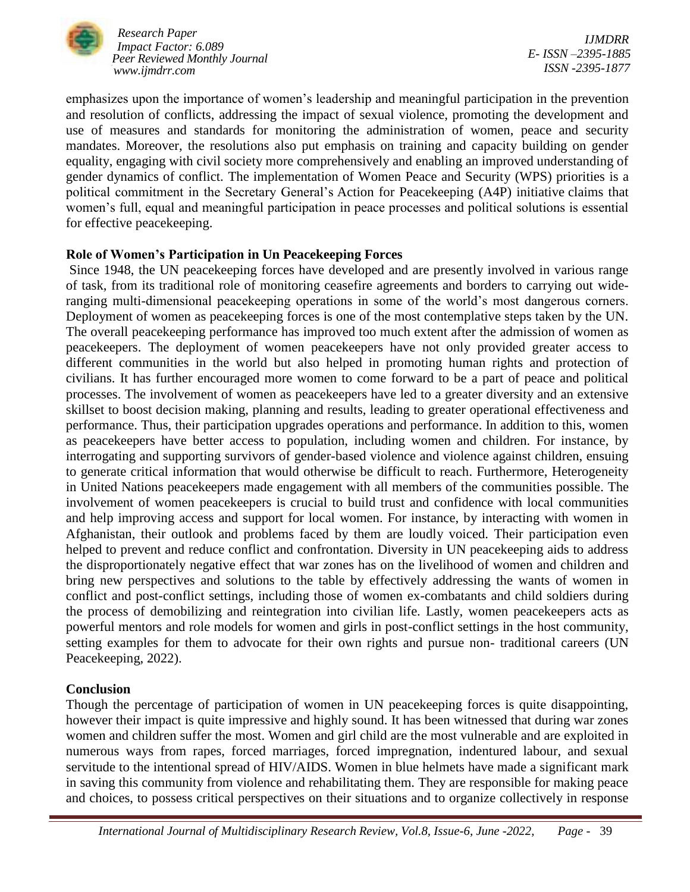emphasizes upon the importance of women's leadership and meaningful participation in the prevention and resolution of conflicts, addressing the impact of sexual violence, promoting the development and use of measures and standards for monitoring the administration of women, peace and security mandates. Moreover, the resolutions also put emphasis on training and capacity building on gender equality, engaging with civil society more comprehensively and enabling an improved understanding of gender dynamics of conflict. The implementation of Women Peace and Security (WPS) priorities is a political commitment in the Secretary General's Action for Peacekeeping (A4P) initiative claims that women's full, equal and meaningful participation in peace processes and political solutions is essential for effective peacekeeping.

## Role of Women's Participation in Un Peacekeeping Forces

Since 1948, the UN peacekeeping forces have developed and are presently involved in various range of task, from its traditional role of monitoring ceasefire agreements and borders to carrying out wide-ranging multi-dimensional peacekeeping operations in some of the world's most dangerous corners. Deployment of women as peacekeeping forces is one of the most contemplative steps taken by the UN. The overall peacekeeping performance has improved too much extent after the admission of women as peacekeepers. The deployment of women peacekeepers have not only provided greater access to different communities in the world but also helped in promoting human rights and protection of civilians. It has further encouraged more women to come forward to be a part of peace and political processes. The involvement of women as peacekeepers have led to a greater diversity and an extensive skillset to boost decision making, planning and results, leading to greater operational effectiveness and performance. Thus, their participation upgrades operations and performance. In addition to this, women as peacekeepers have better access to population, including women and children. For instance, by interrogating and supporting survivors of gender-based violence and violence against children, ensuing to generate critical information that would otherwise be difficult to reach. Furthermore, Heterogeneity in United Nations peacekeepers made engagement with all members of the communities possible. The involvement of women peacekeepers is crucial to build trust and confidence with local communities and help improving access and support for local women. For instance, by interacting with women in Afghanistan, their outlook and problems faced by them are loudly voiced. Their participation even helped to prevent and reduce conflict and confrontation. Diversity in UN peacekeeping aids to address the disproportionately negative effect that war zones has on the livelihood of women and children and bring new perspectives and solutions to the table by effectively addressing the wants of women in conflict and post-conflict settings, including those of women ex-combatants and child soldiers during the process of demobilizing and reintegration into civilian life. Lastly, women peacekeepers acts as powerful mentors and role models for women and girls in post-conflict settings in the host community, setting examples for them to advocate for their own rights and pursue non- traditional careers (UN Peacekeeping, 2022).

## Conclusion

Though the percentage of participation of women in UN peacekeeping forces is quite disappointing, however their impact is quite impressive and highly sound. It has been witnessed that during war zones women and children suffer the most. Women and girl child are the most vulnerable and are exploited in numerous ways from rapes, forced marriages, forced impregnation, indentured labour, and sexual servitude to the intentional spread of HIV/AIDS. Women in blue helmets have made a significant mark in saving this community from violence and rehabilitating them. They are responsible for making peace and choices, to possess critical perspectives on their situations and to organize collectively in response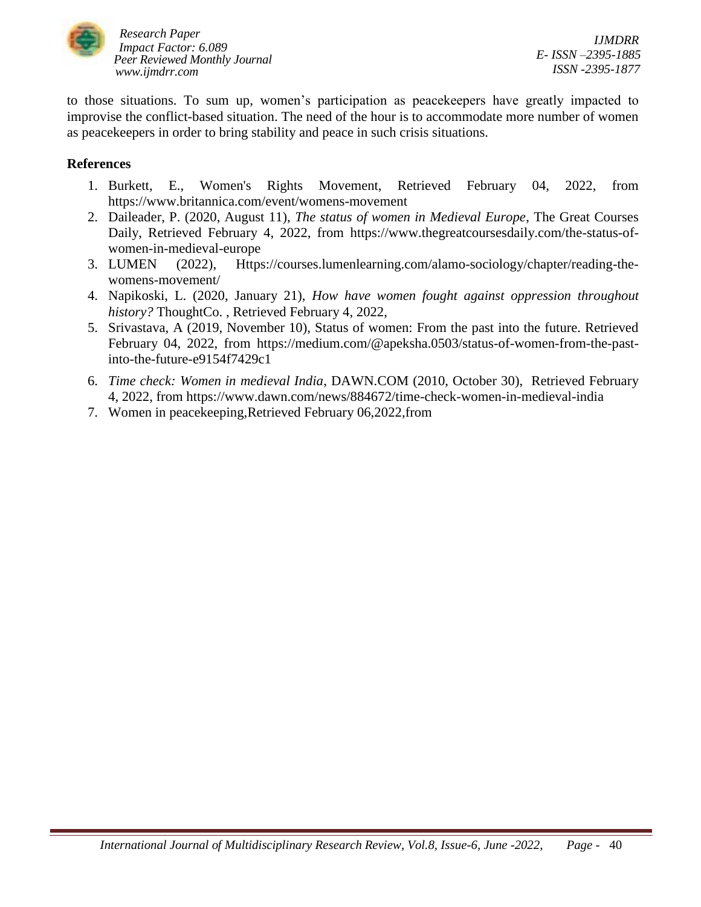to those situations. To sum up, women's participation as peacekeepers have greatly impacted to improvise the conflict-based situation. The need of the hour is to accommodate more number of women as peacekeepers in order to bring stability and peace in such crisis situations.

**References**

1. Burkett, E., Women's Rights Movement, Retrieved February 04, 2022, from https://www.britannica.com/event/womens-movement
2. Daileader, P. (2020, August 11), *The status of women in Medieval Europe*, The Great Courses Daily, Retrieved February 4, 2022, from https://www.thegreatcoursesdaily.com/the-status-of-women-in-medieval-europe
3. LUMEN (2022), Https://courses.lumenlearning.com/alamo-sociology/chapter/reading-the-womens-movement/
4. Napikoski, L. (2020, January 21), *How have women fought against oppression throughout history?* ThoughtCo. , Retrieved February 4, 2022,
5. Srivastava, A (2019, November 10), Status of women: From the past into the future. Retrieved February 04, 2022, from https://medium.com/@apeksha.0503/status-of-women-from-the-past-into-the-future-e9154f7429c1
6. *Time check: Women in medieval India*, DAWN.COM (2010, October 30), Retrieved February 4, 2022, from https://www.dawn.com/news/884672/time-check-women-in-medieval-india
7. Women in peacekeeping,Retrieved February 06,2022,from